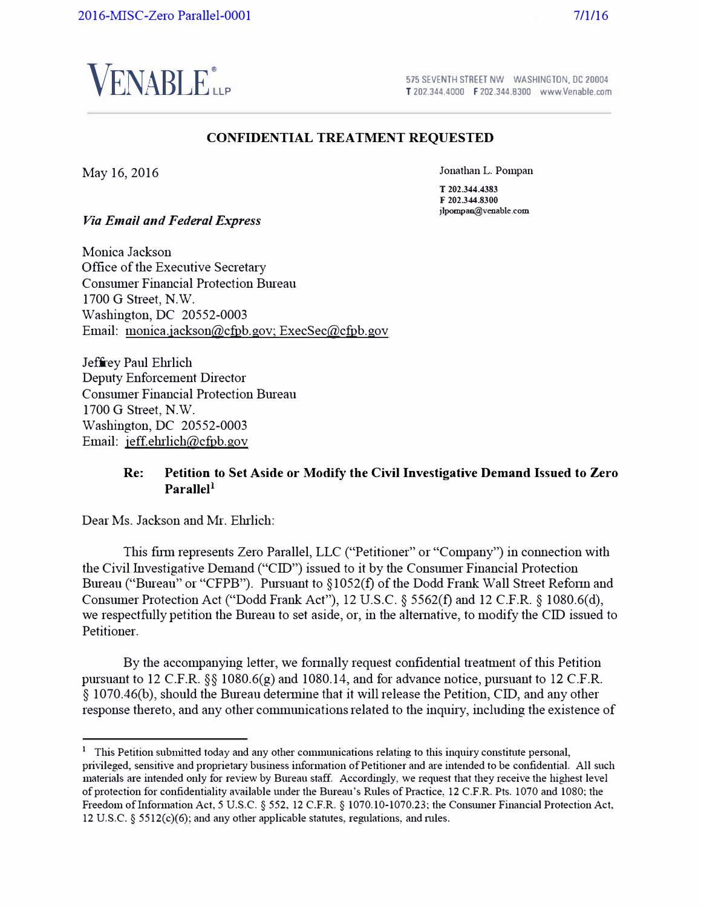VENABLE LLP

575 SEVENTH STREET NW WASHINGTON, DC 20004
T 202.344.4000 F 202.344.8300 www.Venable.com

**CONFIDENTIAL TREATMENT REQUESTED**

May 16, 2016

Jonathan L. Pompan

**T 202.344.4383**
**F 202.344.8300**
jlpompan@venable.com

*Via Email and Federal Express*

Monica Jackson
Office of the Executive Secretary
Consumer Financial Protection Bureau
1700 G Street, N.W.
Washington, DC 20552-0003
Email: monica.jackson@cfpb.gov; ExecSec@cfpb.gov

Jeffrey Paul Ehrlich
Deputy Enforcement Director
Consumer Financial Protection Bureau
1700 G Street, N.W.
Washington, DC 20552-0003
Email: jeff.ehrlich@cfpb.gov

**Re: Petition to Set Aside or Modify the Civil Investigative Demand Issued to Zero Parallel[1]**

Dear Ms. Jackson and Mr. Ehrlich:

This firm represents Zero Parallel, LLC ("Petitioner" or "Company") in connection with the Civil Investigative Demand ("CID") issued to it by the Consumer Financial Protection Bureau ("Bureau" or "CFPB"). Pursuant to §1052(f) of the Dodd Frank Wall Street Reform and Consumer Protection Act ("Dodd Frank Act"), 12 U.S.C. § 5562(f) and 12 C.F.R. § 1080.6(d), we respectfully petition the Bureau to set aside, or, in the alternative, to modify the CID issued to Petitioner.

By the accompanying letter, we formally request confidential treatment of this Petition pursuant to 12 C.F.R. §§ 1080.6(g) and 1080.14, and for advance notice, pursuant to 12 C.F.R. § 1070.46(b), should the Bureau determine that it will release the Petition, CID, and any other response thereto, and any other communications related to the inquiry, including the existence of

---

[1] This Petition submitted today and any other communications relating to this inquiry constitute personal, privileged, sensitive and proprietary business information of Petitioner and are intended to be confidential. All such materials are intended only for review by Bureau staff. Accordingly, we request that they receive the highest level of protection for confidentiality available under the Bureau's Rules of Practice, 12 C.F.R. Pts. 1070 and 1080; the Freedom of Information Act, 5 U.S.C. § 552, 12 C.F.R. § 1070.10-1070.23; the Consumer Financial Protection Act, 12 U.S.C. § 5512(c)(6); and any other applicable statutes, regulations, and rules.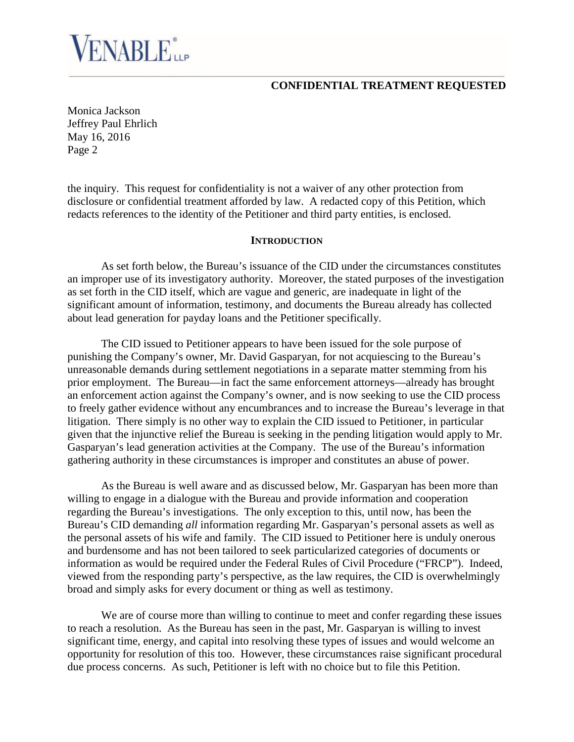the inquiry. This request for confidentiality is not a waiver of any other protection from disclosure or confidential treatment afforded by law. A redacted copy of this Petition, which redacts references to the identity of the Petitioner and third party entities, is enclosed.

## INTRODUCTION

As set forth below, the Bureau's issuance of the CID under the circumstances constitutes an improper use of its investigatory authority. Moreover, the stated purposes of the investigation as set forth in the CID itself, which are vague and generic, are inadequate in light of the significant amount of information, testimony, and documents the Bureau already has collected about lead generation for payday loans and the Petitioner specifically.

The CID issued to Petitioner appears to have been issued for the sole purpose of punishing the Company's owner, Mr. David Gasparyan, for not acquiescing to the Bureau's unreasonable demands during settlement negotiations in a separate matter stemming from his prior employment. The Bureau—in fact the same enforcement attorneys—already has brought an enforcement action against the Company's owner, and is now seeking to use the CID process to freely gather evidence without any encumbrances and to increase the Bureau's leverage in that litigation. There simply is no other way to explain the CID issued to Petitioner, in particular given that the injunctive relief the Bureau is seeking in the pending litigation would apply to Mr. Gasparyan's lead generation activities at the Company. The use of the Bureau's information gathering authority in these circumstances is improper and constitutes an abuse of power.

As the Bureau is well aware and as discussed below, Mr. Gasparyan has been more than willing to engage in a dialogue with the Bureau and provide information and cooperation regarding the Bureau's investigations. The only exception to this, until now, has been the Bureau's CID demanding *all* information regarding Mr. Gasparyan's personal assets as well as the personal assets of his wife and family. The CID issued to Petitioner here is unduly onerous and burdensome and has not been tailored to seek particularized categories of documents or information as would be required under the Federal Rules of Civil Procedure ("FRCP"). Indeed, viewed from the responding party's perspective, as the law requires, the CID is overwhelmingly broad and simply asks for every document or thing as well as testimony.

We are of course more than willing to continue to meet and confer regarding these issues to reach a resolution. As the Bureau has seen in the past, Mr. Gasparyan is willing to invest significant time, energy, and capital into resolving these types of issues and would welcome an opportunity for resolution of this too. However, these circumstances raise significant procedural due process concerns. As such, Petitioner is left with no choice but to file this Petition.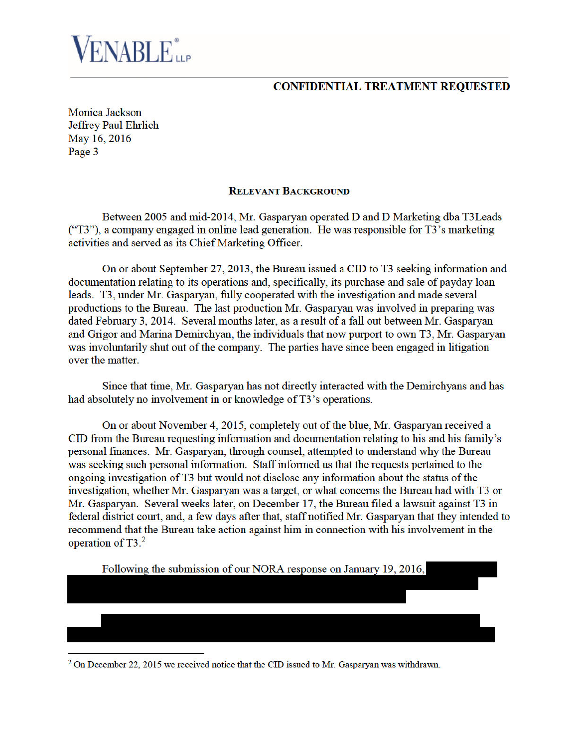**CONFIDENTIAL TREATMENT REQUESTED**

Monica Jackson
Jeffrey Paul Ehrlich
May 16, 2016

## Relevant Background

Between 2005 and mid-2014, Mr. Gasparyan operated D and D Marketing dba T3Leads ("T3"), a company engaged in online lead generation. He was responsible for T3's marketing activities and served as its Chief Marketing Officer.

On or about September 27, 2013, the Bureau issued a CID to T3 seeking information and documentation relating to its operations and, specifically, its purchase and sale of payday loan leads. T3, under Mr. Gasparyan, fully cooperated with the investigation and made several productions to the Bureau. The last production Mr. Gasparyan was involved in preparing was dated February 3, 2014. Several months later, as a result of a fall out between Mr. Gasparyan and Grigor and Marina Demirchyan, the individuals that now purport to own T3, Mr. Gasparyan was involuntarily shut out of the company. The parties have since been engaged in litigation over the matter.

Since that time, Mr. Gasparyan has not directly interacted with the Demirchyans and has had absolutely no involvement in or knowledge of T3's operations.

On or about November 4, 2015, completely out of the blue, Mr. Gasparyan received a CID from the Bureau requesting information and documentation relating to his and his family's personal finances. Mr. Gasparyan, through counsel, attempted to understand why the Bureau was seeking such personal information. Staff informed us that the requests pertained to the ongoing investigation of T3 but would not disclose any information about the status of the investigation, whether Mr. Gasparyan was a target, or what concerns the Bureau had with T3 or Mr. Gasparyan. Several weeks later, on December 17, the Bureau filed a lawsuit against T3 in federal district court, and, a few days after that, staff notified Mr. Gasparyan that they intended to recommend that the Bureau take action against him in connection with his involvement in the operation of T3.[2]

Following the submission of our NORA response on January 19, 2016, [REDACTED]

[REDACTED]

---

[2] On December 22, 2015 we received notice that the CID issued to Mr. Gasparyan was withdrawn.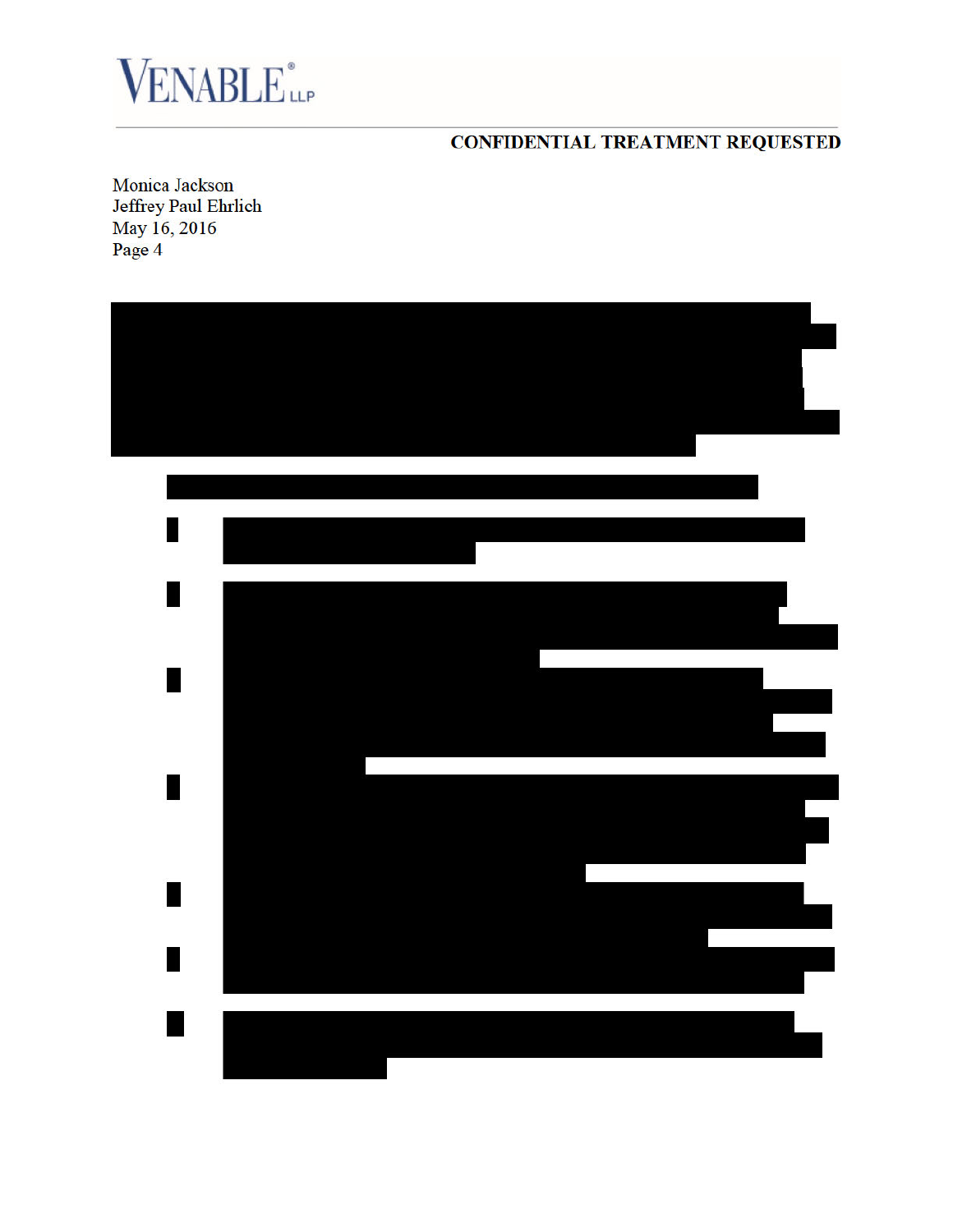CONFIDENTIAL TREATMENT REQUESTED

Monica Jackson
Jeffrey Paul Ehrlich
May 16, 2016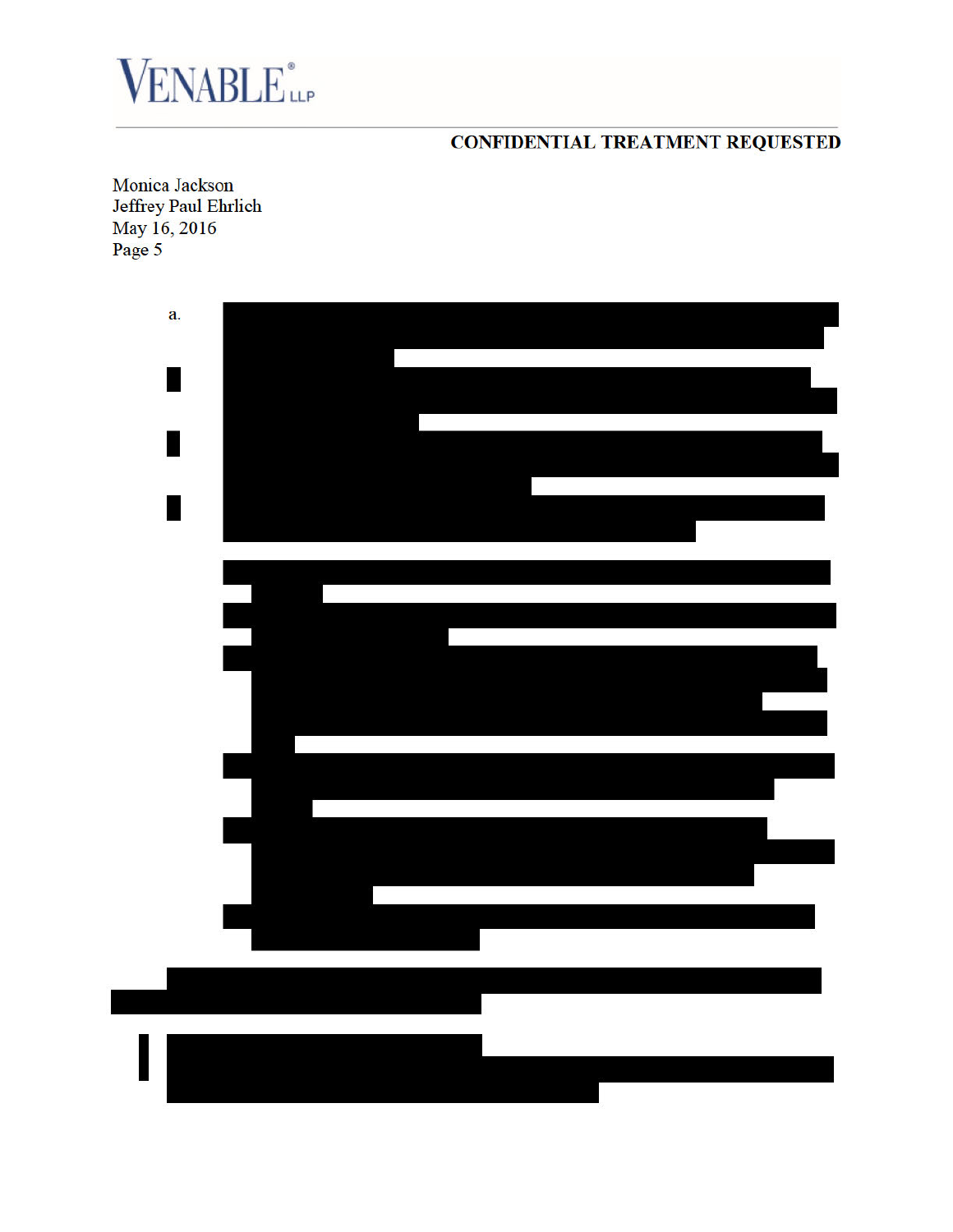**CONFIDENTIAL TREATMENT REQUESTED**

Monica Jackson
Jeffrey Paul Ehrlich
May 16, 2016
Page 5

a.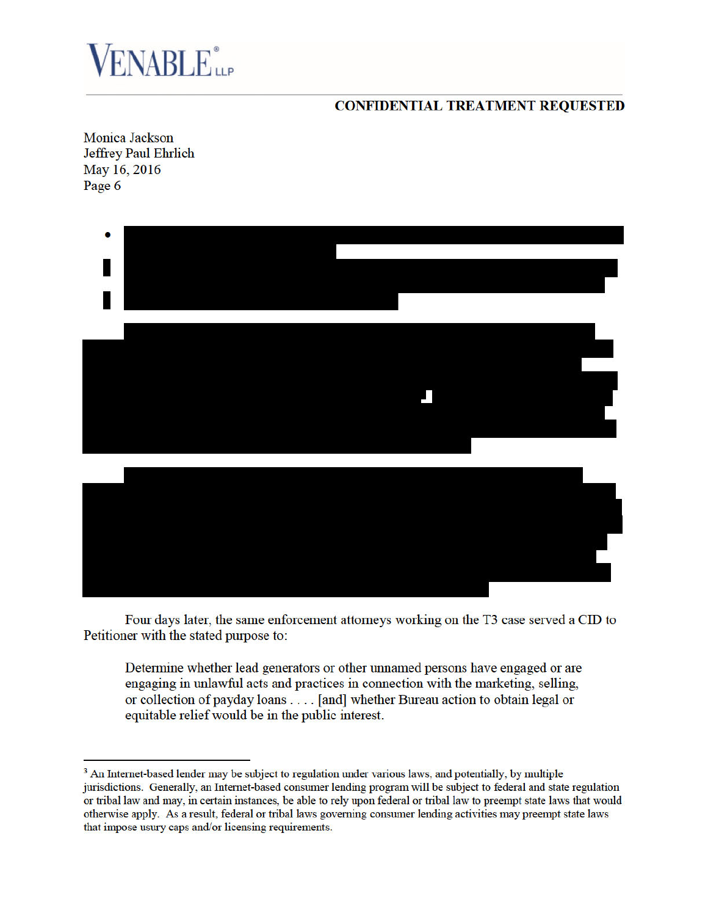**CONFIDENTIAL TREATMENT REQUESTED**

Monica Jackson
Jeffrey Paul Ehrlich
May 16, 2016

Four days later, the same enforcement attorneys working on the T3 case served a CID to Petitioner with the stated purpose to:

> Determine whether lead generators or other unnamed persons have engaged or are engaging in unlawful acts and practices in connection with the marketing, selling, or collection of payday loans . . . . [and] whether Bureau action to obtain legal or equitable relief would be in the public interest.

---

[3] An Internet-based lender may be subject to regulation under various laws, and potentially, by multiple jurisdictions. Generally, an Internet-based consumer lending program will be subject to federal and state regulation or tribal law and may, in certain instances, be able to rely upon federal or tribal law to preempt state laws that would otherwise apply. As a result, federal or tribal laws governing consumer lending activities may preempt state laws that impose usury caps and/or licensing requirements.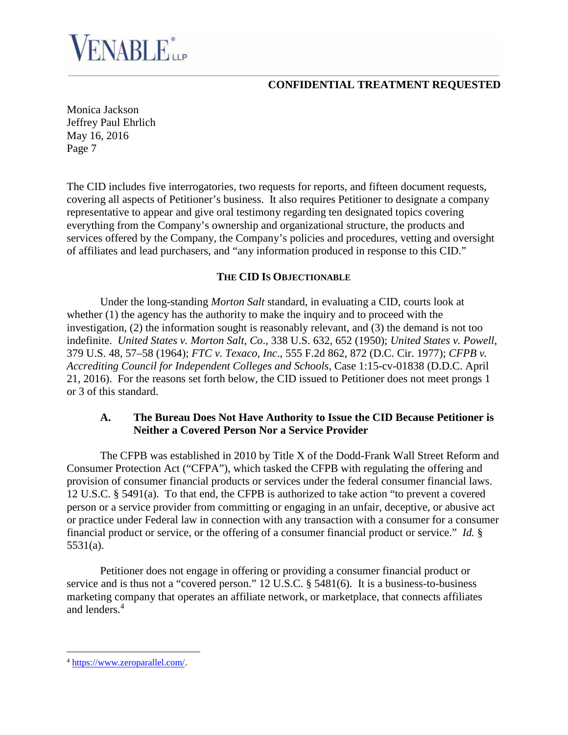**CONFIDENTIAL TREATMENT REQUESTED**

The CID includes five interrogatories, two requests for reports, and fifteen document requests, covering all aspects of Petitioner's business. It also requires Petitioner to designate a company representative to appear and give oral testimony regarding ten designated topics covering everything from the Company's ownership and organizational structure, the products and services offered by the Company, the Company's policies and procedures, vetting and oversight of affiliates and lead purchasers, and "any information produced in response to this CID."

## THE CID IS OBJECTIONABLE

Under the long-standing *Morton Salt* standard, in evaluating a CID, courts look at whether (1) the agency has the authority to make the inquiry and to proceed with the investigation, (2) the information sought is reasonably relevant, and (3) the demand is not too indefinite. *United States v. Morton Salt, Co*., 338 U.S. 632, 652 (1950); *United States v. Powell*, 379 U.S. 48, 57–58 (1964); *FTC v. Texaco, Inc*., 555 F.2d 862, 872 (D.C. Cir. 1977); *CFPB v. Accrediting Council for Independent Colleges and Schools*, Case 1:15-cv-01838 (D.D.C. April 21, 2016). For the reasons set forth below, the CID issued to Petitioner does not meet prongs 1 or 3 of this standard.

### A. The Bureau Does Not Have Authority to Issue the CID Because Petitioner is Neither a Covered Person Nor a Service Provider

The CFPB was established in 2010 by Title X of the Dodd-Frank Wall Street Reform and Consumer Protection Act ("CFPA"), which tasked the CFPB with regulating the offering and provision of consumer financial products or services under the federal consumer financial laws. 12 U.S.C. § 5491(a). To that end, the CFPB is authorized to take action "to prevent a covered person or a service provider from committing or engaging in an unfair, deceptive, or abusive act or practice under Federal law in connection with any transaction with a consumer for a consumer financial product or service, or the offering of a consumer financial product or service." *Id.* § 5531(a).

Petitioner does not engage in offering or providing a consumer financial product or service and is thus not a "covered person." 12 U.S.C. § 5481(6). It is a business-to-business marketing company that operates an affiliate network, or marketplace, that connects affiliates and lenders.[4]

---

[4] https://www.zeroparallel.com/.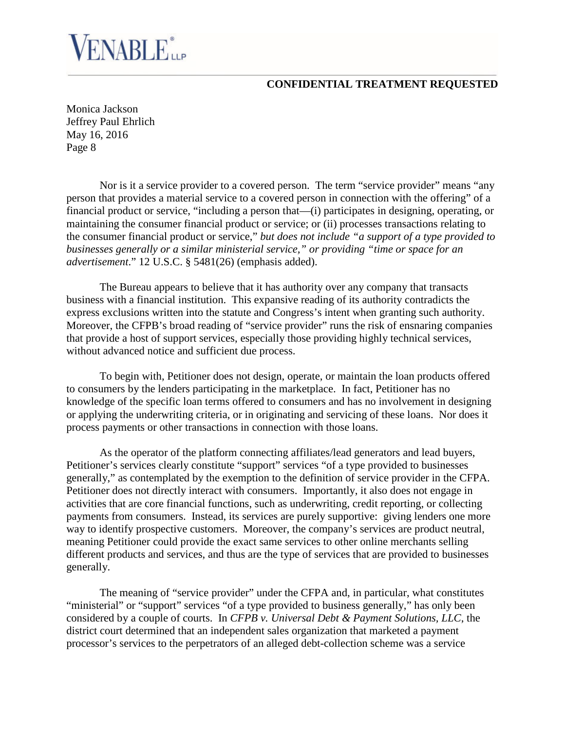Nor is it a service provider to a covered person. The term "service provider" means "any person that provides a material service to a covered person in connection with the offering" of a financial product or service, "including a person that—(i) participates in designing, operating, or maintaining the consumer financial product or service; or (ii) processes transactions relating to the consumer financial product or service," *but does not include "a support of a type provided to businesses generally or a similar ministerial service," or providing "time or space for an advertisement*." 12 U.S.C. § 5481(26) (emphasis added).

The Bureau appears to believe that it has authority over any company that transacts business with a financial institution. This expansive reading of its authority contradicts the express exclusions written into the statute and Congress's intent when granting such authority. Moreover, the CFPB's broad reading of "service provider" runs the risk of ensnaring companies that provide a host of support services, especially those providing highly technical services, without advanced notice and sufficient due process.

To begin with, Petitioner does not design, operate, or maintain the loan products offered to consumers by the lenders participating in the marketplace. In fact, Petitioner has no knowledge of the specific loan terms offered to consumers and has no involvement in designing or applying the underwriting criteria, or in originating and servicing of these loans. Nor does it process payments or other transactions in connection with those loans.

As the operator of the platform connecting affiliates/lead generators and lead buyers, Petitioner's services clearly constitute "support" services "of a type provided to businesses generally," as contemplated by the exemption to the definition of service provider in the CFPA. Petitioner does not directly interact with consumers. Importantly, it also does not engage in activities that are core financial functions, such as underwriting, credit reporting, or collecting payments from consumers. Instead, its services are purely supportive: giving lenders one more way to identify prospective customers. Moreover, the company's services are product neutral, meaning Petitioner could provide the exact same services to other online merchants selling different products and services, and thus are the type of services that are provided to businesses generally.

The meaning of "service provider" under the CFPA and, in particular, what constitutes "ministerial" or "support" services "of a type provided to business generally," has only been considered by a couple of courts. In *CFPB v. Universal Debt & Payment Solutions, LLC*, the district court determined that an independent sales organization that marketed a payment processor's services to the perpetrators of an alleged debt-collection scheme was a service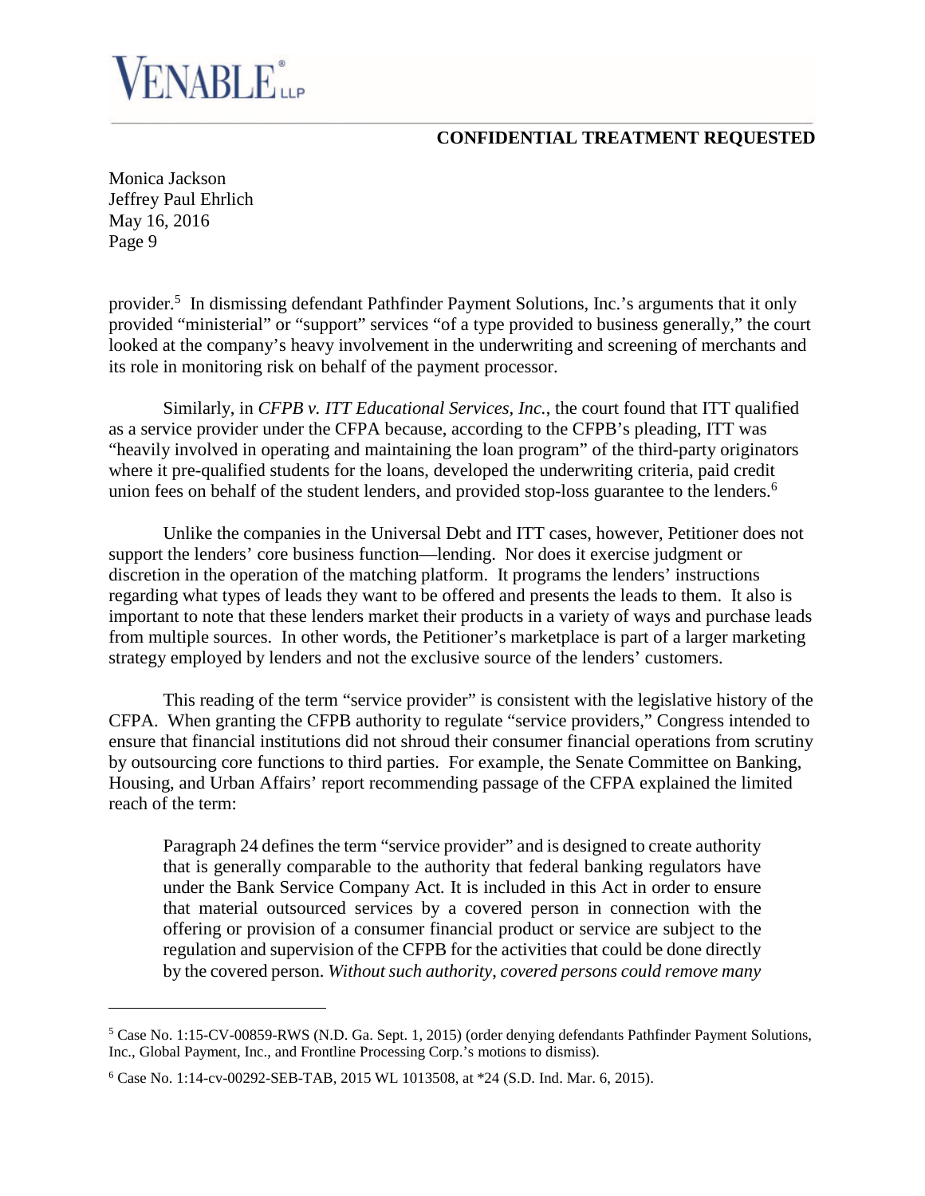provider.[5] In dismissing defendant Pathfinder Payment Solutions, Inc.'s arguments that it only provided "ministerial" or "support" services "of a type provided to business generally," the court looked at the company's heavy involvement in the underwriting and screening of merchants and its role in monitoring risk on behalf of the payment processor.

Similarly, in *CFPB v. ITT Educational Services, Inc.*, the court found that ITT qualified as a service provider under the CFPA because, according to the CFPB's pleading, ITT was "heavily involved in operating and maintaining the loan program" of the third-party originators where it pre-qualified students for the loans, developed the underwriting criteria, paid credit union fees on behalf of the student lenders, and provided stop-loss guarantee to the lenders.[6]

Unlike the companies in the Universal Debt and ITT cases, however, Petitioner does not support the lenders' core business function—lending. Nor does it exercise judgment or discretion in the operation of the matching platform. It programs the lenders' instructions regarding what types of leads they want to be offered and presents the leads to them. It also is important to note that these lenders market their products in a variety of ways and purchase leads from multiple sources. In other words, the Petitioner's marketplace is part of a larger marketing strategy employed by lenders and not the exclusive source of the lenders' customers.

This reading of the term "service provider" is consistent with the legislative history of the CFPA. When granting the CFPB authority to regulate "service providers," Congress intended to ensure that financial institutions did not shroud their consumer financial operations from scrutiny by outsourcing core functions to third parties. For example, the Senate Committee on Banking, Housing, and Urban Affairs' report recommending passage of the CFPA explained the limited reach of the term:

> Paragraph 24 defines the term "service provider" and is designed to create authority that is generally comparable to the authority that federal banking regulators have under the Bank Service Company Act. It is included in this Act in order to ensure that material outsourced services by a covered person in connection with the offering or provision of a consumer financial product or service are subject to the regulation and supervision of the CFPB for the activities that could be done directly by the covered person. *Without such authority, covered persons could remove many*

---

[5] Case No. 1:15-CV-00859-RWS (N.D. Ga. Sept. 1, 2015) (order denying defendants Pathfinder Payment Solutions, Inc., Global Payment, Inc., and Frontline Processing Corp.'s motions to dismiss).

[6] Case No. 1:14-cv-00292-SEB-TAB, 2015 WL 1013508, at *24 (S.D. Ind. Mar. 6, 2015).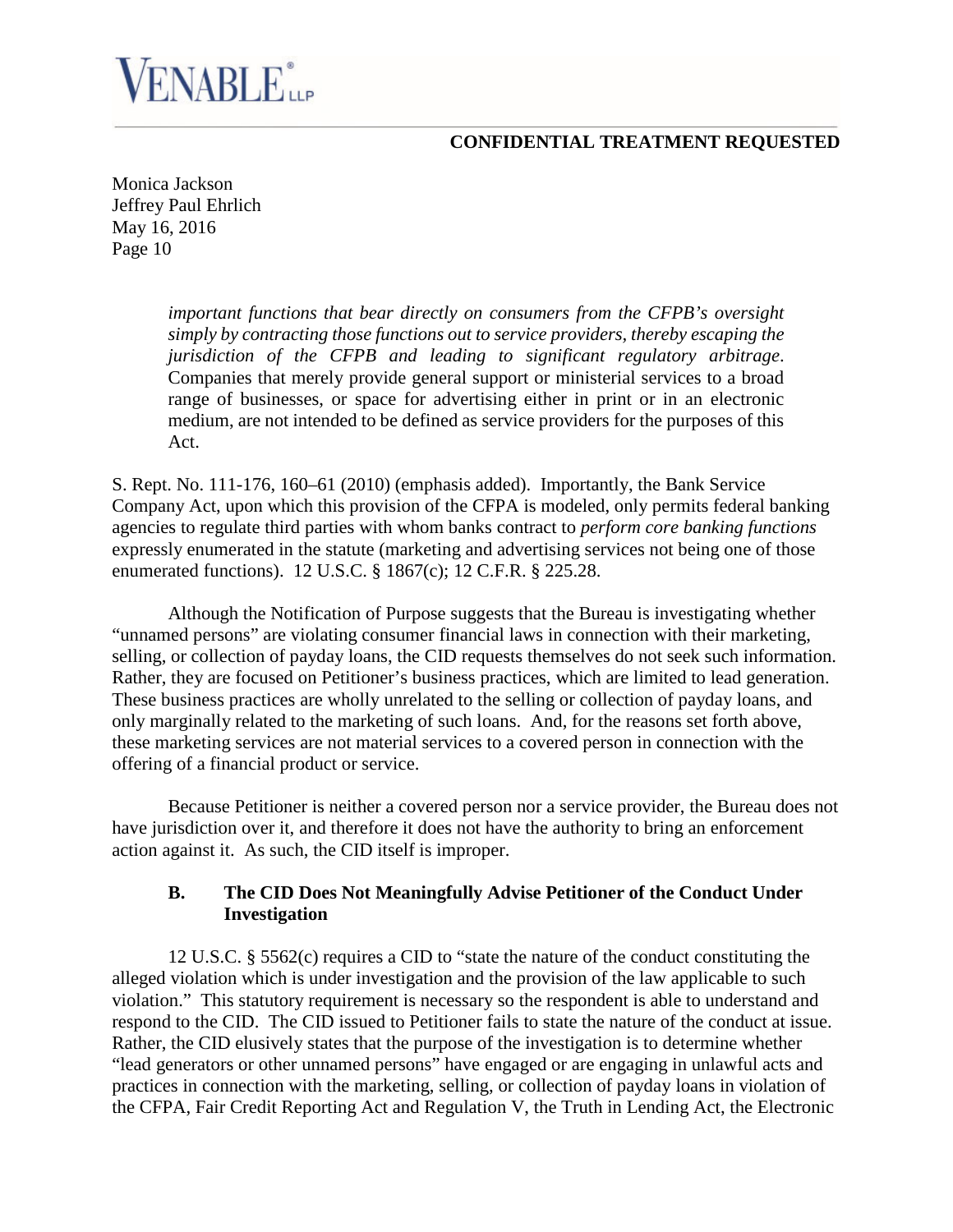**CONFIDENTIAL TREATMENT REQUESTED**

Monica Jackson
Jeffrey Paul Ehrlich
May 16, 2016

> *important functions that bear directly on consumers from the CFPB's oversight simply by contracting those functions out to service providers, thereby escaping the jurisdiction of the CFPB and leading to significant regulatory arbitrage*. Companies that merely provide general support or ministerial services to a broad range of businesses, or space for advertising either in print or in an electronic medium, are not intended to be defined as service providers for the purposes of this Act.

S. Rept. No. 111-176, 160–61 (2010) (emphasis added). Importantly, the Bank Service Company Act, upon which this provision of the CFPA is modeled, only permits federal banking agencies to regulate third parties with whom banks contract to *perform core banking functions* expressly enumerated in the statute (marketing and advertising services not being one of those enumerated functions). 12 U.S.C. § 1867(c); 12 C.F.R. § 225.28.

Although the Notification of Purpose suggests that the Bureau is investigating whether "unnamed persons" are violating consumer financial laws in connection with their marketing, selling, or collection of payday loans, the CID requests themselves do not seek such information. Rather, they are focused on Petitioner's business practices, which are limited to lead generation. These business practices are wholly unrelated to the selling or collection of payday loans, and only marginally related to the marketing of such loans. And, for the reasons set forth above, these marketing services are not material services to a covered person in connection with the offering of a financial product or service.

Because Petitioner is neither a covered person nor a service provider, the Bureau does not have jurisdiction over it, and therefore it does not have the authority to bring an enforcement action against it. As such, the CID itself is improper.

### B. The CID Does Not Meaningfully Advise Petitioner of the Conduct Under Investigation

12 U.S.C. § 5562(c) requires a CID to "state the nature of the conduct constituting the alleged violation which is under investigation and the provision of the law applicable to such violation." This statutory requirement is necessary so the respondent is able to understand and respond to the CID. The CID issued to Petitioner fails to state the nature of the conduct at issue. Rather, the CID elusively states that the purpose of the investigation is to determine whether "lead generators or other unnamed persons" have engaged or are engaging in unlawful acts and practices in connection with the marketing, selling, or collection of payday loans in violation of the CFPA, Fair Credit Reporting Act and Regulation V, the Truth in Lending Act, the Electronic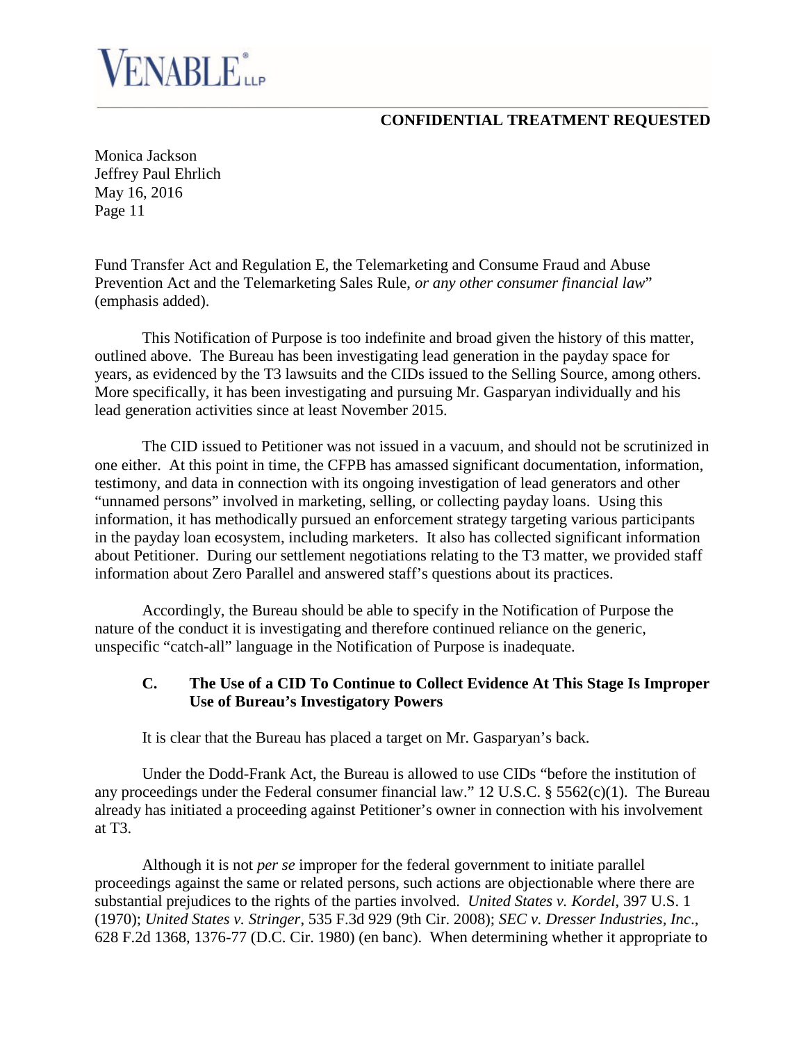**CONFIDENTIAL TREATMENT REQUESTED**

Fund Transfer Act and Regulation E, the Telemarketing and Consume Fraud and Abuse Prevention Act and the Telemarketing Sales Rule, *or any other consumer financial law*" (emphasis added).

This Notification of Purpose is too indefinite and broad given the history of this matter, outlined above. The Bureau has been investigating lead generation in the payday space for years, as evidenced by the T3 lawsuits and the CIDs issued to the Selling Source, among others. More specifically, it has been investigating and pursuing Mr. Gasparyan individually and his lead generation activities since at least November 2015.

The CID issued to Petitioner was not issued in a vacuum, and should not be scrutinized in one either. At this point in time, the CFPB has amassed significant documentation, information, testimony, and data in connection with its ongoing investigation of lead generators and other "unnamed persons" involved in marketing, selling, or collecting payday loans. Using this information, it has methodically pursued an enforcement strategy targeting various participants in the payday loan ecosystem, including marketers. It also has collected significant information about Petitioner. During our settlement negotiations relating to the T3 matter, we provided staff information about Zero Parallel and answered staff's questions about its practices.

Accordingly, the Bureau should be able to specify in the Notification of Purpose the nature of the conduct it is investigating and therefore continued reliance on the generic, unspecific "catch-all" language in the Notification of Purpose is inadequate.

### C. The Use of a CID To Continue to Collect Evidence At This Stage Is Improper Use of Bureau's Investigatory Powers

It is clear that the Bureau has placed a target on Mr. Gasparyan's back.

Under the Dodd-Frank Act, the Bureau is allowed to use CIDs "before the institution of any proceedings under the Federal consumer financial law." 12 U.S.C. § 5562(c)(1). The Bureau already has initiated a proceeding against Petitioner's owner in connection with his involvement at T3.

Although it is not *per se* improper for the federal government to initiate parallel proceedings against the same or related persons, such actions are objectionable where there are substantial prejudices to the rights of the parties involved. *United States v. Kordel*, 397 U.S. 1 (1970); *United States v. Stringer*, 535 F.3d 929 (9th Cir. 2008); *SEC v. Dresser Industries, Inc.*, 628 F.2d 1368, 1376-77 (D.C. Cir. 1980) (en banc). When determining whether it appropriate to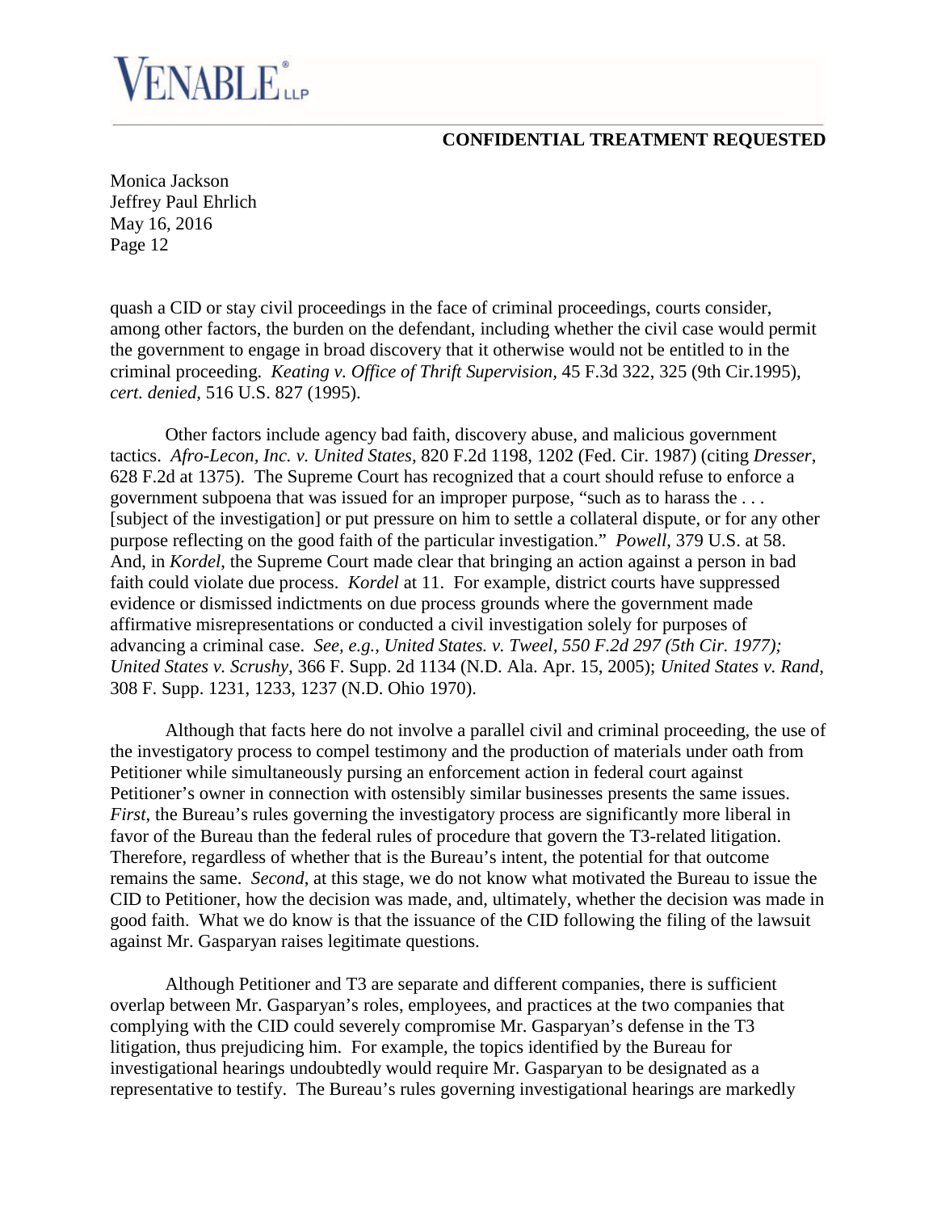quash a CID or stay civil proceedings in the face of criminal proceedings, courts consider, among other factors, the burden on the defendant, including whether the civil case would permit the government to engage in broad discovery that it otherwise would not be entitled to in the criminal proceeding. *Keating v. Office of Thrift Supervision*, 45 F.3d 322, 325 (9th Cir.1995), *cert. denied*, 516 U.S. 827 (1995).

Other factors include agency bad faith, discovery abuse, and malicious government tactics. *Afro-Lecon, Inc. v. United States*, 820 F.2d 1198, 1202 (Fed. Cir. 1987) (citing *Dresser*, 628 F.2d at 1375). The Supreme Court has recognized that a court should refuse to enforce a government subpoena that was issued for an improper purpose, "such as to harass the . . . [subject of the investigation] or put pressure on him to settle a collateral dispute, or for any other purpose reflecting on the good faith of the particular investigation." *Powell*, 379 U.S. at 58. And, in *Kordel*, the Supreme Court made clear that bringing an action against a person in bad faith could violate due process. *Kordel* at 11. For example, district courts have suppressed evidence or dismissed indictments on due process grounds where the government made affirmative misrepresentations or conducted a civil investigation solely for purposes of advancing a criminal case. *See, e.g., United States. v. Tweel, 550 F.2d 297 (5th Cir. 1977); United States v. Scrushy,* 366 F. Supp. 2d 1134 (N.D. Ala. Apr. 15, 2005); *United States v. Rand,* 308 F. Supp. 1231, 1233, 1237 (N.D. Ohio 1970).

Although that facts here do not involve a parallel civil and criminal proceeding, the use of the investigatory process to compel testimony and the production of materials under oath from Petitioner while simultaneously pursuing an enforcement action in federal court against Petitioner's owner in connection with ostensibly similar businesses presents the same issues. *First*, the Bureau's rules governing the investigatory process are significantly more liberal in favor of the Bureau than the federal rules of procedure that govern the T3-related litigation. Therefore, regardless of whether that is the Bureau's intent, the potential for that outcome remains the same. *Second*, at this stage, we do not know what motivated the Bureau to issue the CID to Petitioner, how the decision was made, and, ultimately, whether the decision was made in good faith. What we do know is that the issuance of the CID following the filing of the lawsuit against Mr. Gasparyan raises legitimate questions.

Although Petitioner and T3 are separate and different companies, there is sufficient overlap between Mr. Gasparyan's roles, employees, and practices at the two companies that complying with the CID could severely compromise Mr. Gasparyan's defense in the T3 litigation, thus prejudicing him. For example, the topics identified by the Bureau for investigational hearings undoubtedly would require Mr. Gasparyan to be designated as a representative to testify. The Bureau's rules governing investigational hearings are markedly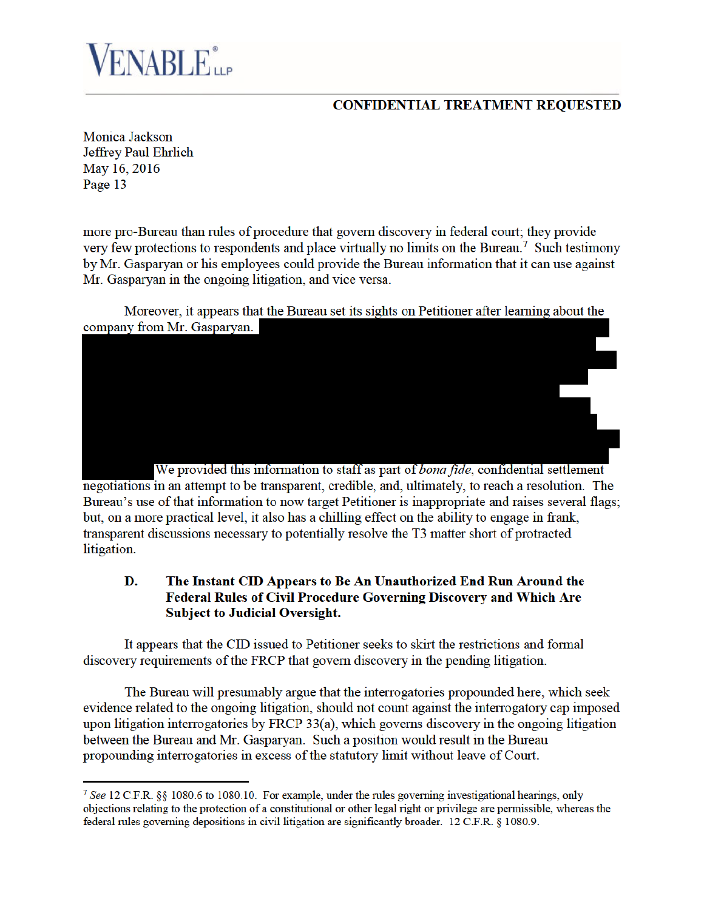**CONFIDENTIAL TREATMENT REQUESTED**

Monica Jackson
Jeffrey Paul Ehrlich
May 16, 2016
Page 13

more pro-Bureau than rules of procedure that govern discovery in federal court; they provide very few protections to respondents and place virtually no limits on the Bureau.[7] Such testimony by Mr. Gasparyan or his employees could provide the Bureau information that it can use against Mr. Gasparyan in the ongoing litigation, and vice versa.

Moreover, it appears that the Bureau set its sights on Petitioner after learning about the company from Mr. Gasparyan. [REDACTED] We provided this information to staff as part of *bona fide*, confidential settlement negotiations in an attempt to be transparent, credible, and, ultimately, to reach a resolution. The Bureau's use of that information to now target Petitioner is inappropriate and raises several flags; but, on a more practical level, it also has a chilling effect on the ability to engage in frank, transparent discussions necessary to potentially resolve the T3 matter short of protracted litigation.

### D. The Instant CID Appears to Be An Unauthorized End Run Around the Federal Rules of Civil Procedure Governing Discovery and Which Are Subject to Judicial Oversight.

It appears that the CID issued to Petitioner seeks to skirt the restrictions and formal discovery requirements of the FRCP that govern discovery in the pending litigation.

The Bureau will presumably argue that the interrogatories propounded here, which seek evidence related to the ongoing litigation, should not count against the interrogatory cap imposed upon litigation interrogatories by FRCP 33(a), which governs discovery in the ongoing litigation between the Bureau and Mr. Gasparyan. Such a position would result in the Bureau propounding interrogatories in excess of the statutory limit without leave of Court.

---

[7] *See* 12 C.F.R. §§ 1080.6 to 1080.10. For example, under the rules governing investigational hearings, only objections relating to the protection of a constitutional or other legal right or privilege are permissible, whereas the federal rules governing depositions in civil litigation are significantly broader. 12 C.F.R. § 1080.9.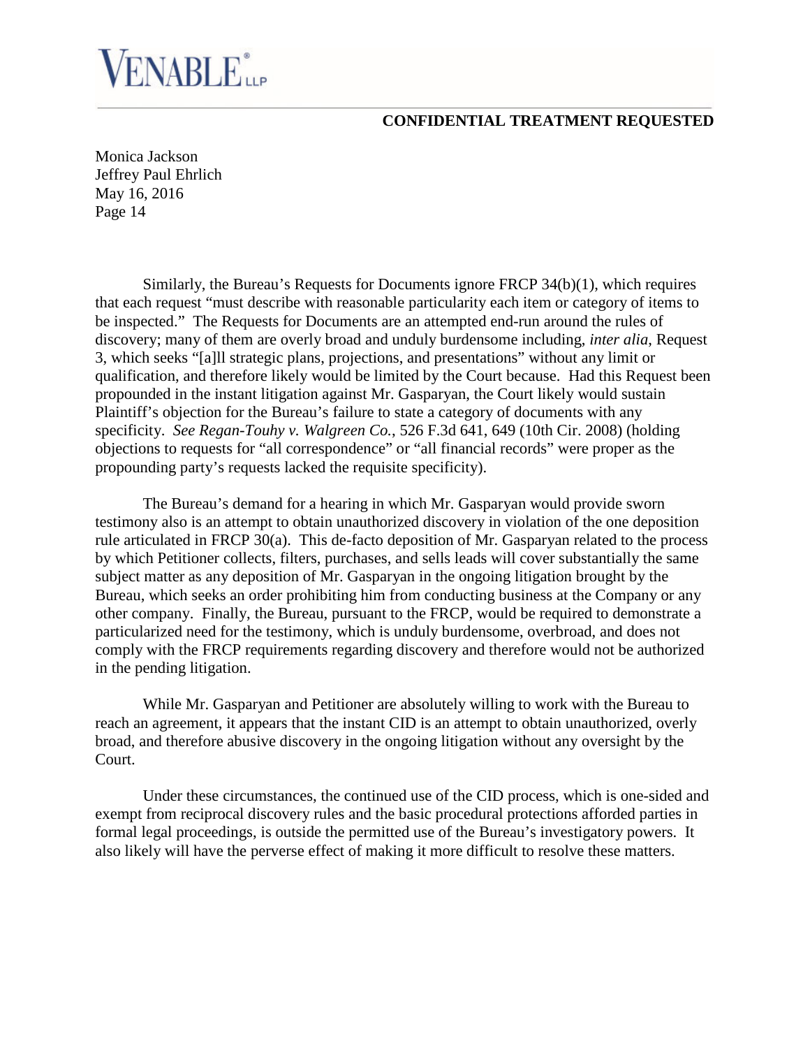Similarly, the Bureau's Requests for Documents ignore FRCP 34(b)(1), which requires that each request "must describe with reasonable particularity each item or category of items to be inspected." The Requests for Documents are an attempted end-run around the rules of discovery; many of them are overly broad and unduly burdensome including, *inter alia*, Request 3, which seeks "[a]ll strategic plans, projections, and presentations" without any limit or qualification, and therefore likely would be limited by the Court because. Had this Request been propounded in the instant litigation against Mr. Gasparyan, the Court likely would sustain Plaintiff's objection for the Bureau's failure to state a category of documents with any specificity. *See Regan-Touhy v. Walgreen Co.*, 526 F.3d 641, 649 (10th Cir. 2008) (holding objections to requests for "all correspondence" or "all financial records" were proper as the propounding party's requests lacked the requisite specificity).

The Bureau's demand for a hearing in which Mr. Gasparyan would provide sworn testimony also is an attempt to obtain unauthorized discovery in violation of the one deposition rule articulated in FRCP 30(a). This de-facto deposition of Mr. Gasparyan related to the process by which Petitioner collects, filters, purchases, and sells leads will cover substantially the same subject matter as any deposition of Mr. Gasparyan in the ongoing litigation brought by the Bureau, which seeks an order prohibiting him from conducting business at the Company or any other company. Finally, the Bureau, pursuant to the FRCP, would be required to demonstrate a particularized need for the testimony, which is unduly burdensome, overbroad, and does not comply with the FRCP requirements regarding discovery and therefore would not be authorized in the pending litigation.

While Mr. Gasparyan and Petitioner are absolutely willing to work with the Bureau to reach an agreement, it appears that the instant CID is an attempt to obtain unauthorized, overly broad, and therefore abusive discovery in the ongoing litigation without any oversight by the Court.

Under these circumstances, the continued use of the CID process, which is one-sided and exempt from reciprocal discovery rules and the basic procedural protections afforded parties in formal legal proceedings, is outside the permitted use of the Bureau's investigatory powers. It also likely will have the perverse effect of making it more difficult to resolve these matters.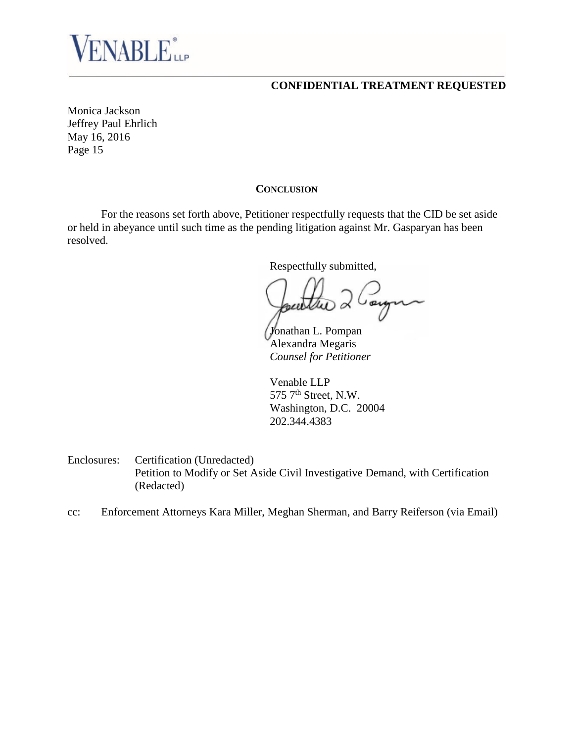**CONFIDENTIAL TREATMENT REQUESTED**

Monica Jackson
Jeffrey Paul Ehrlich
May 16, 2016
Page 15

## CONCLUSION

For the reasons set forth above, Petitioner respectfully requests that the CID be set aside or held in abeyance until such time as the pending litigation against Mr. Gasparyan has been resolved.

Respectfully submitted,

Jonathan L. Pompan
Alexandra Megaris
*Counsel for Petitioner*

Venable LLP
575 7th Street, N.W.
Washington, D.C. 20004
202.344.4383

Enclosures: Certification (Unredacted)
Petition to Modify or Set Aside Civil Investigative Demand, with Certification (Redacted)

cc: Enforcement Attorneys Kara Miller, Meghan Sherman, and Barry Reiferson (via Email)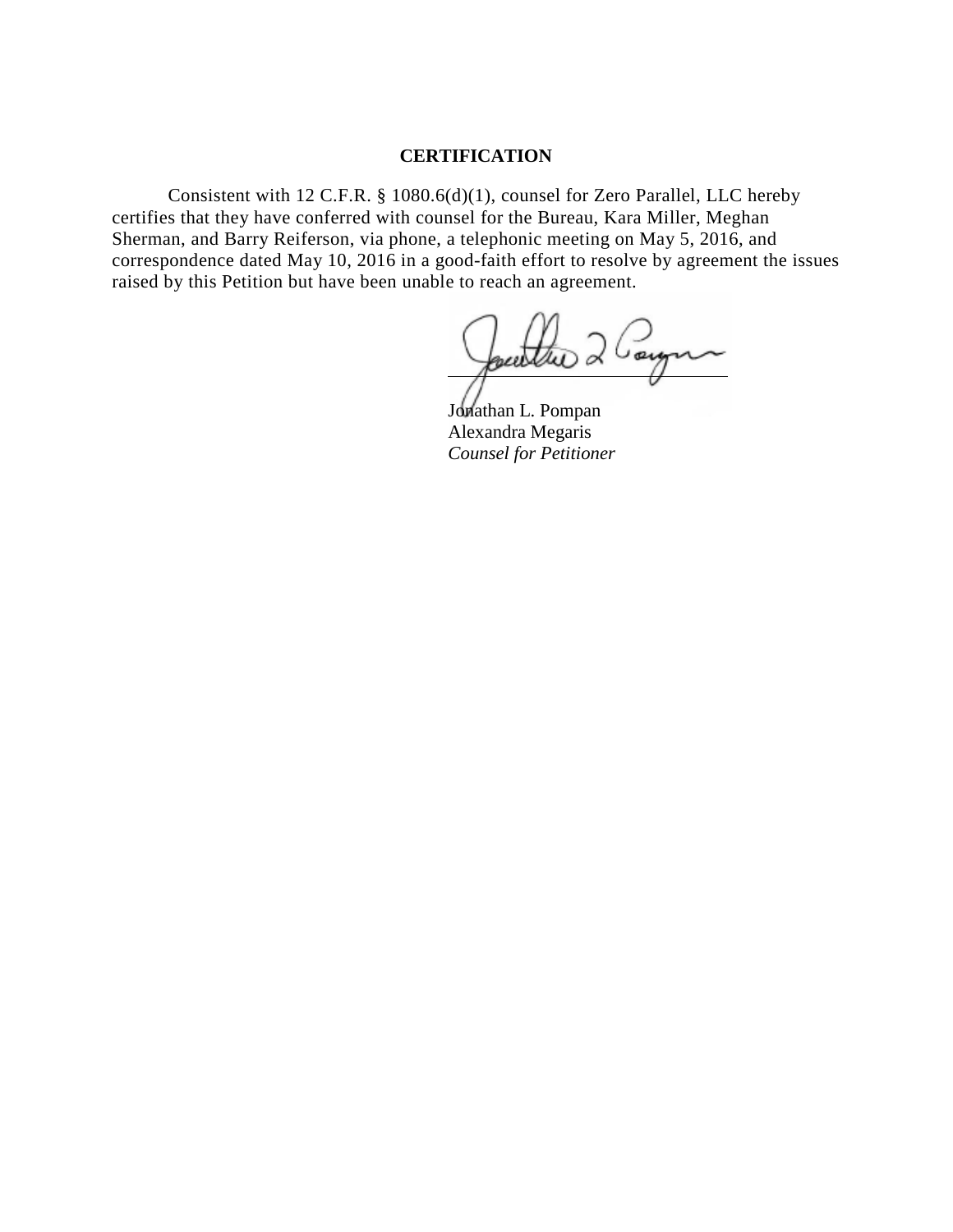**CERTIFICATION**

Consistent with 12 C.F.R. § 1080.6(d)(1), counsel for Zero Parallel, LLC hereby certifies that they have conferred with counsel for the Bureau, Kara Miller, Meghan Sherman, and Barry Reiferson, via phone, a telephonic meeting on May 5, 2016, and correspondence dated May 10, 2016 in a good-faith effort to resolve by agreement the issues raised by this Petition but have been unable to reach an agreement.

Jonathan L. Pompan
Alexandra Megaris
*Counsel for Petitioner*